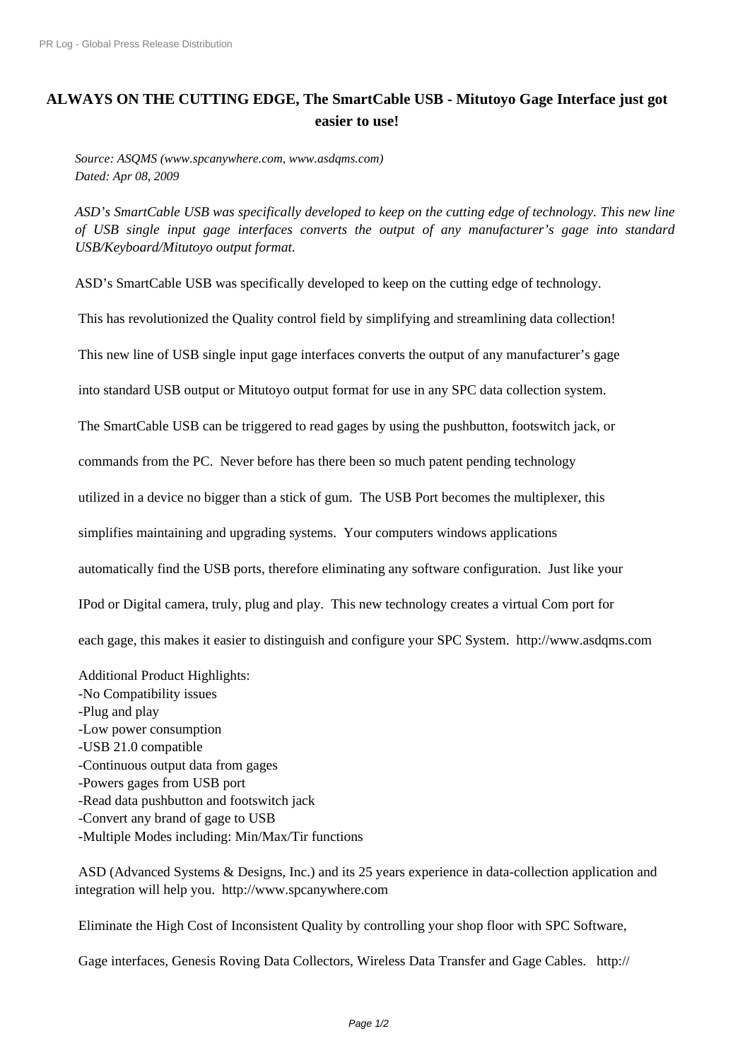# ALWAYS ON THE CUTTING EDGE, The SmartCable USB - Mitutoyo Gage Interface just got easier to use!

*Source: ASQMS (www.spcanywhere.com, www.asdqms.com)*
*Dated: Apr 08, 2009*

*ASD's SmartCable USB was specifically developed to keep on the cutting edge of technology. This new line of USB single input gage interfaces converts the output of any manufacturer's gage into standard USB/Keyboard/Mitutoyo output format.*

ASD's SmartCable USB was specifically developed to keep on the cutting edge of technology.

This has revolutionized the Quality control field by simplifying and streamlining data collection!

This new line of USB single input gage interfaces converts the output of any manufacturer's gage

into standard USB output or Mitutoyo output format for use in any SPC data collection system.

The SmartCable USB can be triggered to read gages by using the pushbutton, footswitch jack, or

commands from the PC. Never before has there been so much patent pending technology

utilized in a device no bigger than a stick of gum. The USB Port becomes the multiplexer, this

simplifies maintaining and upgrading systems. Your computers windows applications

automatically find the USB ports, therefore eliminating any software configuration. Just like your

IPod or Digital camera, truly, plug and play. This new technology creates a virtual Com port for

each gage, this makes it easier to distinguish and configure your SPC System. http://www.asdqms.com

Additional Product Highlights:
- No Compatibility issues
- Plug and play
- Low power consumption
- USB 21.0 compatible
- Continuous output data from gages
- Powers gages from USB port
- Read data pushbutton and footswitch jack
- Convert any brand of gage to USB
- Multiple Modes including: Min/Max/Tir functions

ASD (Advanced Systems & Designs, Inc.) and its 25 years experience in data-collection application and integration will help you. http://www.spcanywhere.com

Eliminate the High Cost of Inconsistent Quality by controlling your shop floor with SPC Software,

Gage interfaces, Genesis Roving Data Collectors, Wireless Data Transfer and Gage Cables. http://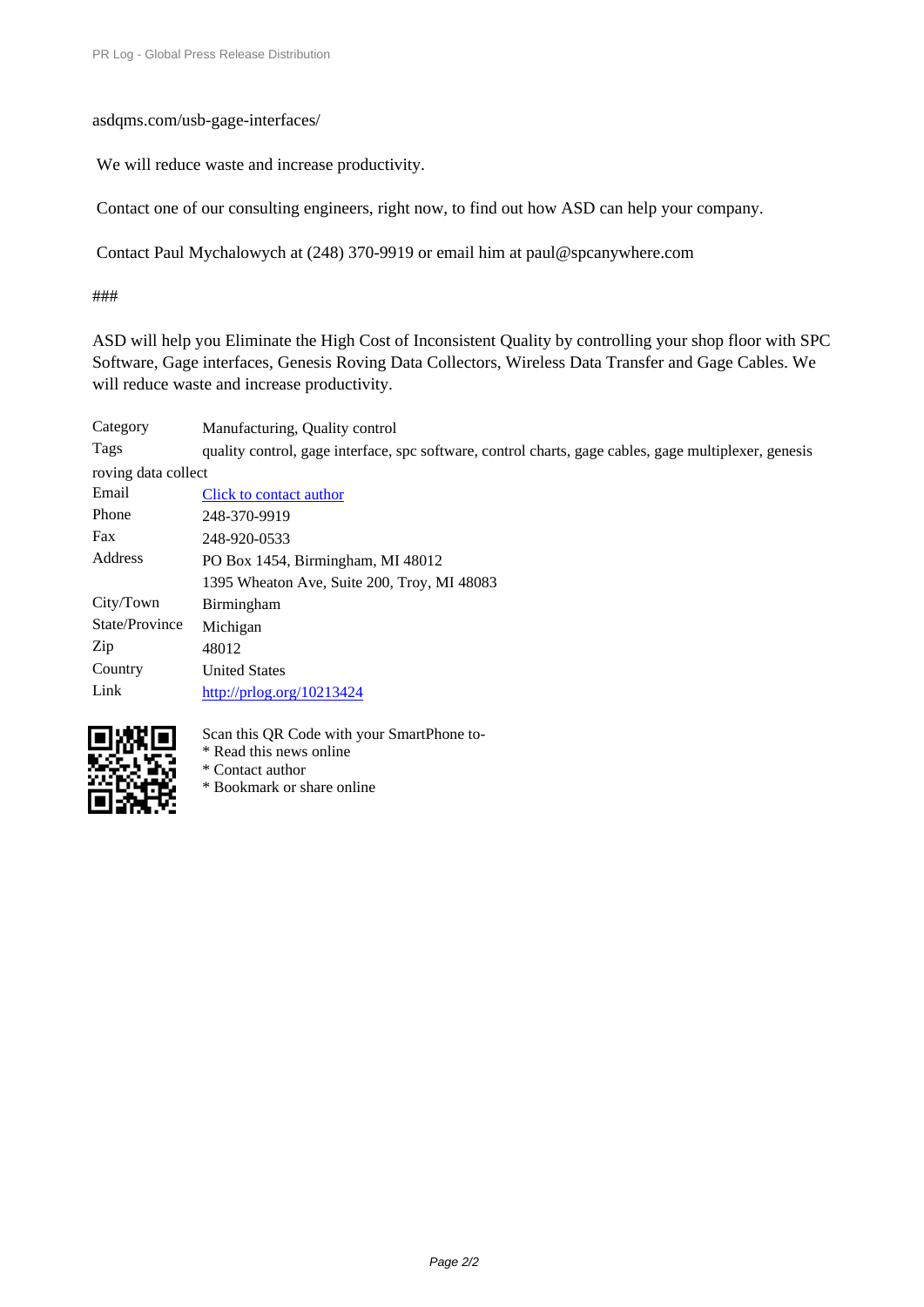asdqms.com/usb-gage-interfaces/

We will reduce waste and increase productivity.

Contact one of our consulting engineers, right now, to find out how ASD can help your company.

Contact Paul Mychalowych at (248) 370-9919 or email him at paul@spcanywhere.com

###

ASD will help you Eliminate the High Cost of Inconsistent Quality by controlling your shop floor with SPC Software, Gage interfaces, Genesis Roving Data Collectors, Wireless Data Transfer and Gage Cables. We will reduce waste and increase productivity.

| | |
|---|---|
| Category | Manufacturing, Quality control |
| Tags | quality control, gage interface, spc software, control charts, gage cables, gage multiplexer, genesis roving data collect |
| Email | Click to contact author |
| Phone | 248-370-9919 |
| Fax | 248-920-0533 |
| Address | PO Box 1454, Birmingham, MI 48012<br>1395 Wheaton Ave, Suite 200, Troy, MI 48083 |
| City/Town | Birmingham |
| State/Province | Michigan |
| Zip | 48012 |
| Country | United States |
| Link | http://prlog.org/10213424 |

Scan this QR Code with your SmartPhone to-
* Read this news online
* Contact author
* Bookmark or share online